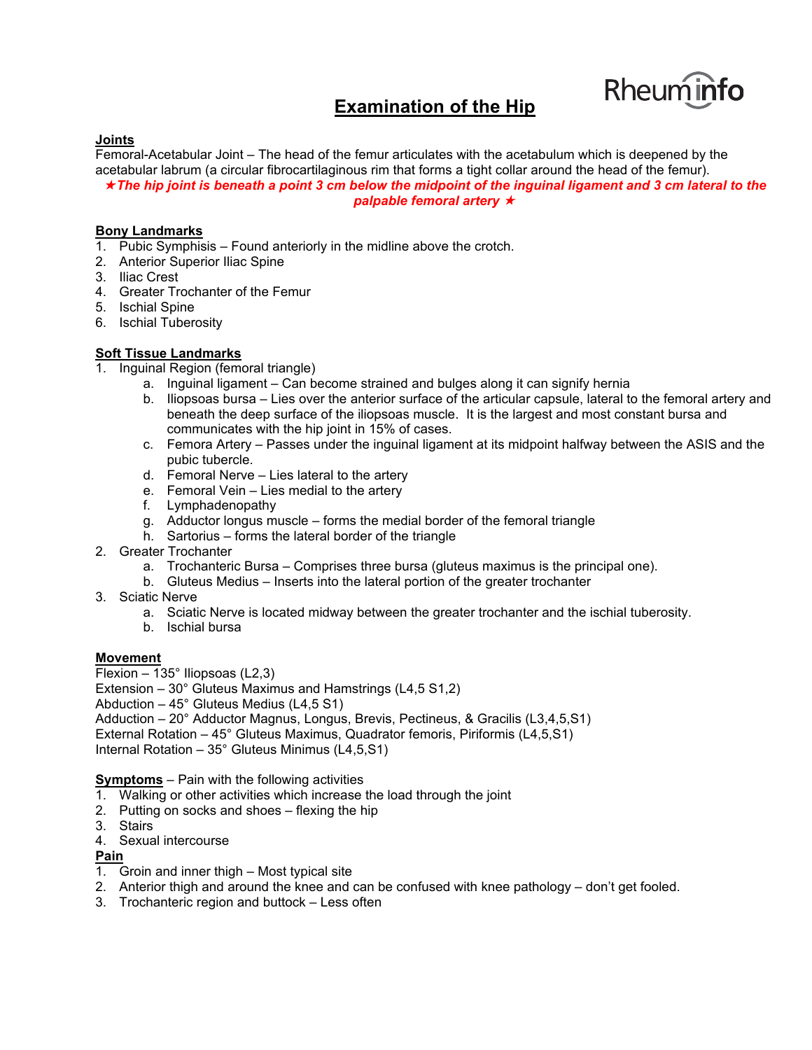# Examination of the Hip

Rheuminfo

## Joints

Femoral-Acetabular Joint – The head of the femur articulates with the acetabulum which is deepened by the acetabular labrum (a circular fibrocartilaginous rim that forms a tight collar around the head of the femur).

***★The hip joint is beneath a point 3 cm below the midpoint of the inguinal ligament and 3 cm lateral to the palpable femoral artery ★***

## Bony Landmarks

1. Pubic Symphisis – Found anteriorly in the midline above the crotch.
2. Anterior Superior Iliac Spine
3. Iliac Crest
4. Greater Trochanter of the Femur
5. Ischial Spine
6. Ischial Tuberosity

## Soft Tissue Landmarks

1. Inguinal Region (femoral triangle)
   a. Inguinal ligament – Can become strained and bulges along it can signify hernia
   b. Iliopsoas bursa – Lies over the anterior surface of the articular capsule, lateral to the femoral artery and beneath the deep surface of the iliopsoas muscle. It is the largest and most constant bursa and communicates with the hip joint in 15% of cases.
   c. Femora Artery – Passes under the inguinal ligament at its midpoint halfway between the ASIS and the pubic tubercle.
   d. Femoral Nerve – Lies lateral to the artery
   e. Femoral Vein – Lies medial to the artery
   f. Lymphadenopathy
   g. Adductor longus muscle – forms the medial border of the femoral triangle
   h. Sartorius – forms the lateral border of the triangle
2. Greater Trochanter
   a. Trochanteric Bursa – Comprises three bursa (gluteus maximus is the principal one).
   b. Gluteus Medius – Inserts into the lateral portion of the greater trochanter
3. Sciatic Nerve
   a. Sciatic Nerve is located midway between the greater trochanter and the ischial tuberosity.
   b. Ischial bursa

## Movement

Flexion – 135° Iliopsoas (L2,3)
Extension – 30° Gluteus Maximus and Hamstrings (L4,5 S1,2)
Abduction – 45° Gluteus Medius (L4,5 S1)
Adduction – 20° Adductor Magnus, Longus, Brevis, Pectineus, & Gracilis (L3,4,5,S1)
External Rotation – 45° Gluteus Maximus, Quadrator femoris, Piriformis (L4,5,S1)
Internal Rotation – 35° Gluteus Minimus (L4,5,S1)

## Symptoms – Pain with the following activities

1. Walking or other activities which increase the load through the joint
2. Putting on socks and shoes – flexing the hip
3. Stairs
4. Sexual intercourse

## Pain

1. Groin and inner thigh – Most typical site
2. Anterior thigh and around the knee and can be confused with knee pathology – don't get fooled.
3. Trochanteric region and buttock – Less often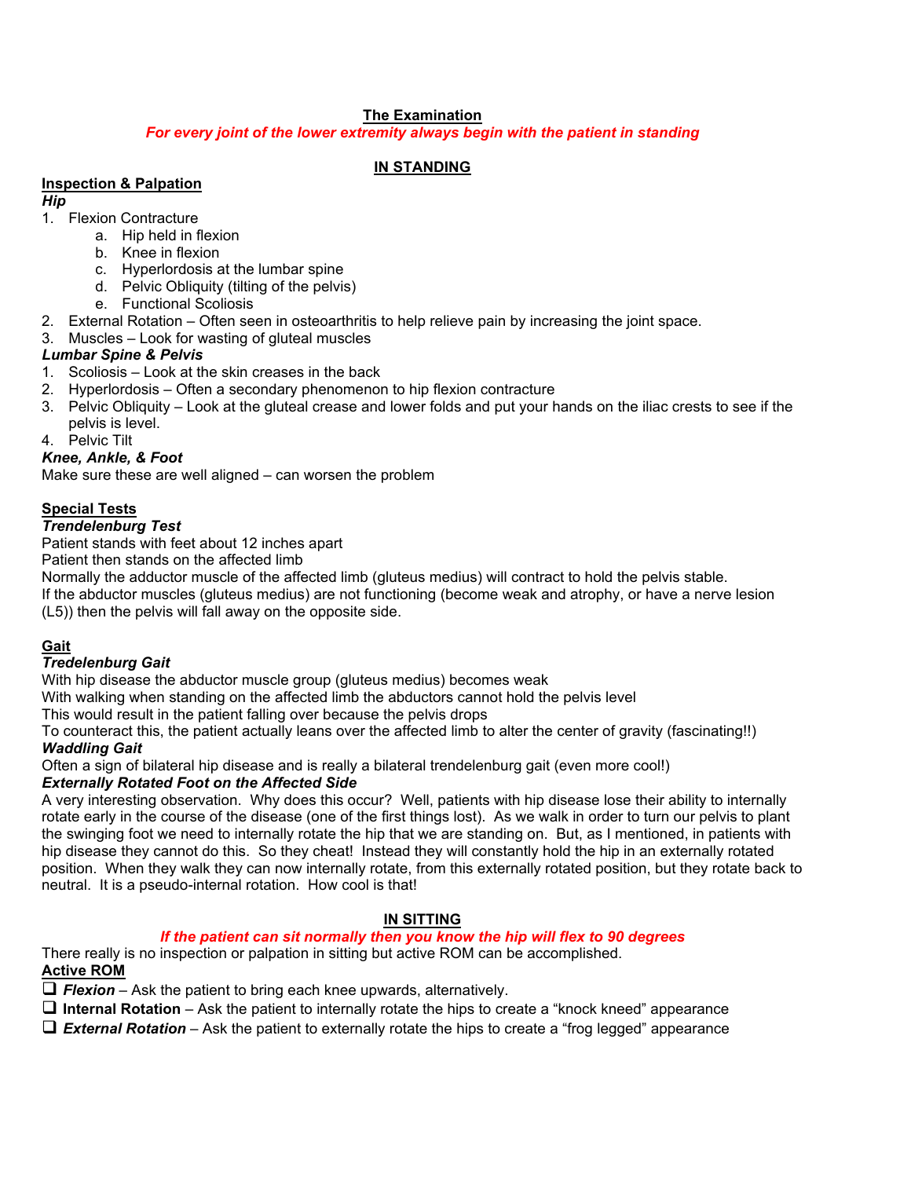## The Examination

***For every joint of the lower extremity always begin with the patient in standing***

## IN STANDING

### Inspection & Palpation

***Hip***

1. Flexion Contracture
    a. Hip held in flexion
    b. Knee in flexion
    c. Hyperlordosis at the lumbar spine
    d. Pelvic Obliquity (tilting of the pelvis)
    e. Functional Scoliosis
2. External Rotation – Often seen in osteoarthritis to help relieve pain by increasing the joint space.
3. Muscles – Look for wasting of gluteal muscles

***Lumbar Spine & Pelvis***

1. Scoliosis – Look at the skin creases in the back
2. Hyperlordosis – Often a secondary phenomenon to hip flexion contracture
3. Pelvic Obliquity – Look at the gluteal crease and lower folds and put your hands on the iliac crests to see if the pelvis is level.
4. Pelvic Tilt

***Knee, Ankle, & Foot***

Make sure these are well aligned – can worsen the problem

### Special Tests

***Trendelenburg Test***

Patient stands with feet about 12 inches apart
Patient then stands on the affected limb
Normally the adductor muscle of the affected limb (gluteus medius) will contract to hold the pelvis stable.
If the abductor muscles (gluteus medius) are not functioning (become weak and atrophy, or have a nerve lesion (L5)) then the pelvis will fall away on the opposite side.

### Gait

***Tredelenburg Gait***

With hip disease the abductor muscle group (gluteus medius) becomes weak
With walking when standing on the affected limb the abductors cannot hold the pelvis level
This would result in the patient falling over because the pelvis drops
To counteract this, the patient actually leans over the affected limb to alter the center of gravity (fascinating!!)

***Waddling Gait***

Often a sign of bilateral hip disease and is really a bilateral trendelenburg gait (even more cool!)

***Externally Rotated Foot on the Affected Side***

A very interesting observation. Why does this occur? Well, patients with hip disease lose their ability to internally rotate early in the course of the disease (one of the first things lost). As we walk in order to turn our pelvis to plant the swinging foot we need to internally rotate the hip that we are standing on. But, as I mentioned, in patients with hip disease they cannot do this. So they cheat! Instead they will constantly hold the hip in an externally rotated position. When they walk they can now internally rotate, from this externally rotated position, but they rotate back to neutral. It is a pseudo-internal rotation. How cool is that!

## IN SITTING

***If the patient can sit normally then you know the hip will flex to 90 degrees***

There really is no inspection or palpation in sitting but active ROM can be accomplished.

### Active ROM

- ❑ ***Flexion*** – Ask the patient to bring each knee upwards, alternatively.
- ❑ **Internal Rotation** – Ask the patient to internally rotate the hips to create a "knock kneed" appearance
- ❑ ***External Rotation*** – Ask the patient to externally rotate the hips to create a "frog legged" appearance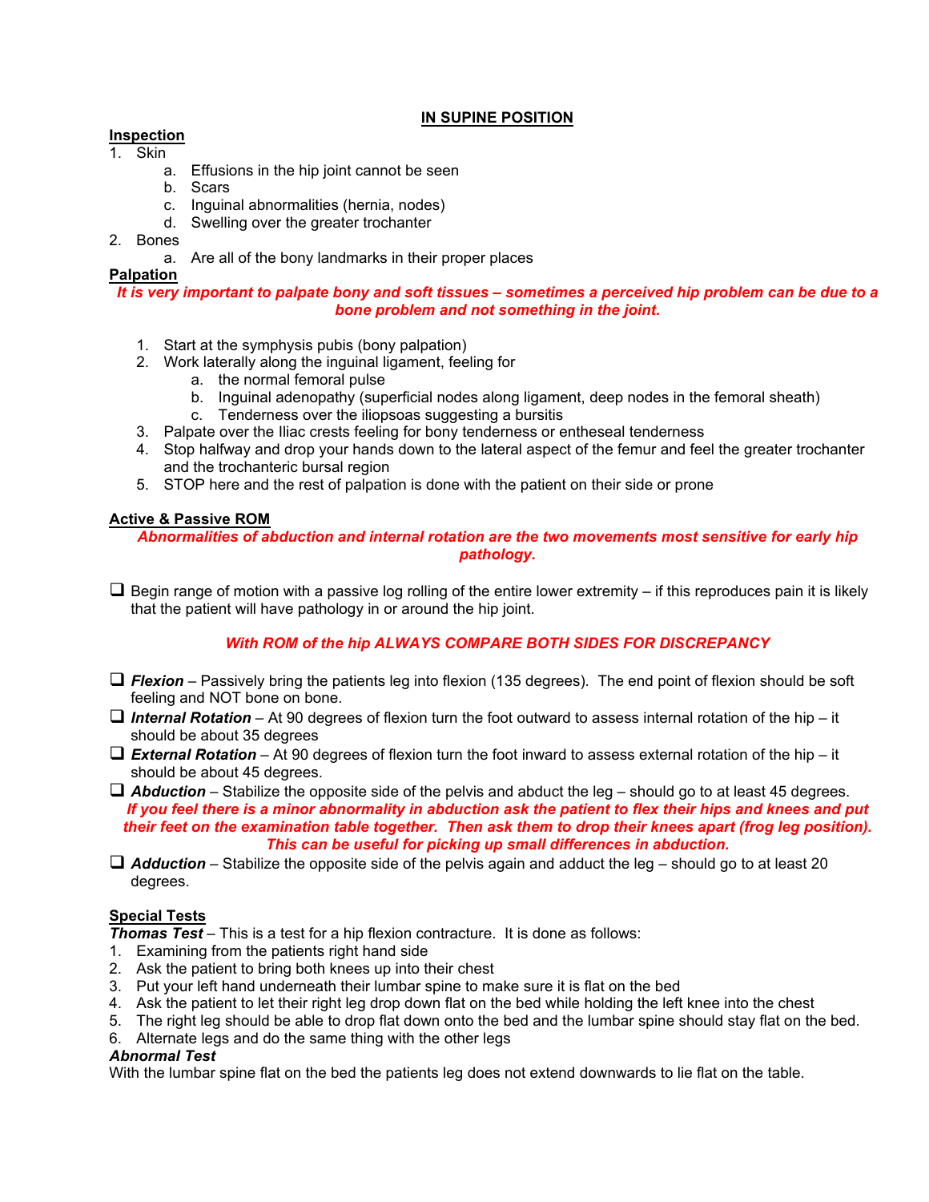## IN SUPINE POSITION

### Inspection

1. Skin
   a. Effusions in the hip joint cannot be seen
   b. Scars
   c. Inguinal abnormalities (hernia, nodes)
   d. Swelling over the greater trochanter
2. Bones
   a. Are all of the bony landmarks in their proper places

### Palpation

***It is very important to palpate bony and soft tissues – sometimes a perceived hip problem can be due to a bone problem and not something in the joint.***

1. Start at the symphysis pubis (bony palpation)
2. Work laterally along the inguinal ligament, feeling for
   a. the normal femoral pulse
   b. Inguinal adenopathy (superficial nodes along ligament, deep nodes in the femoral sheath)
   c. Tenderness over the iliopsoas suggesting a bursitis
3. Palpate over the Iliac crests feeling for bony tenderness or entheseal tenderness
4. Stop halfway and drop your hands down to the lateral aspect of the femur and feel the greater trochanter and the trochanteric bursal region
5. STOP here and the rest of palpation is done with the patient on their side or prone

### Active & Passive ROM

***Abnormalities of abduction and internal rotation are the two movements most sensitive for early hip pathology.***

- [ ] Begin range of motion with a passive log rolling of the entire lower extremity – if this reproduces pain it is likely that the patient will have pathology in or around the hip joint.

***With ROM of the hip ALWAYS COMPARE BOTH SIDES FOR DISCREPANCY***

- [ ] ***Flexion*** – Passively bring the patients leg into flexion (135 degrees). The end point of flexion should be soft feeling and NOT bone on bone.
- [ ] ***Internal Rotation*** – At 90 degrees of flexion turn the foot outward to assess internal rotation of the hip – it should be about 35 degrees
- [ ] ***External Rotation*** – At 90 degrees of flexion turn the foot inward to assess external rotation of the hip – it should be about 45 degrees.
- [ ] ***Abduction*** – Stabilize the opposite side of the pelvis and abduct the leg – should go to at least 45 degrees.
  ***If you feel there is a minor abnormality in abduction ask the patient to flex their hips and knees and put their feet on the examination table together. Then ask them to drop their knees apart (frog leg position). This can be useful for picking up small differences in abduction.***
- [ ] ***Adduction*** – Stabilize the opposite side of the pelvis again and adduct the leg – should go to at least 20 degrees.

### Special Tests

***Thomas Test*** – This is a test for a hip flexion contracture. It is done as follows:

1. Examining from the patients right hand side
2. Ask the patient to bring both knees up into their chest
3. Put your left hand underneath their lumbar spine to make sure it is flat on the bed
4. Ask the patient to let their right leg drop down flat on the bed while holding the left knee into the chest
5. The right leg should be able to drop flat down onto the bed and the lumbar spine should stay flat on the bed.
6. Alternate legs and do the same thing with the other legs

***Abnormal Test***

With the lumbar spine flat on the bed the patients leg does not extend downwards to lie flat on the table.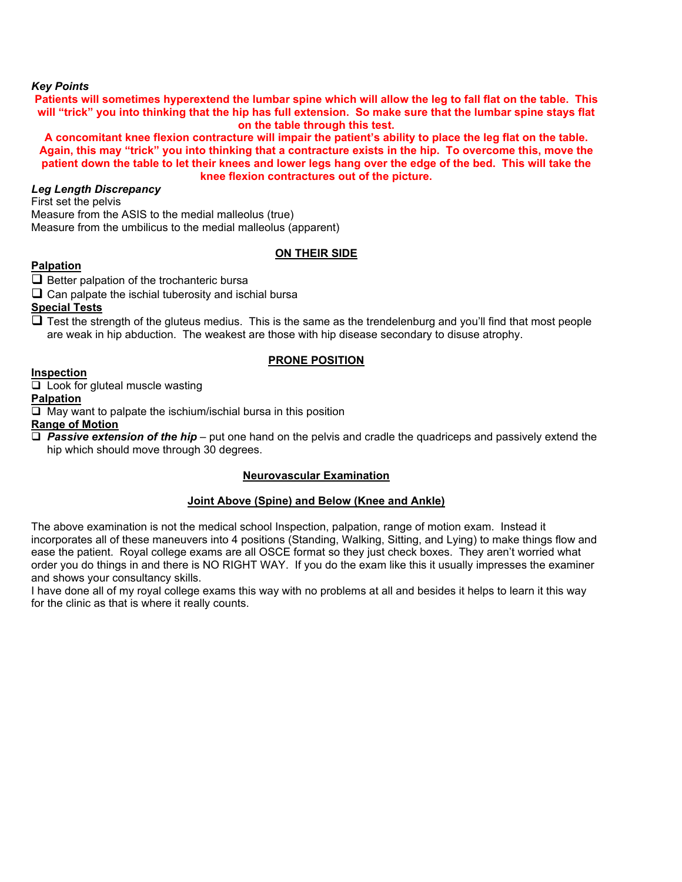*Key Points*

**Patients will sometimes hyperextend the lumbar spine which will allow the leg to fall flat on the table. This will "trick" you into thinking that the hip has full extension. So make sure that the lumbar spine stays flat on the table through this test.**

**A concomitant knee flexion contracture will impair the patient's ability to place the leg flat on the table. Again, this may "trick" you into thinking that a contracture exists in the hip. To overcome this, move the patient down the table to let their knees and lower legs hang over the edge of the bed. This will take the knee flexion contractures out of the picture.**

*Leg Length Discrepancy*

First set the pelvis
Measure from the ASIS to the medial malleolus (true)
Measure from the umbilicus to the medial malleolus (apparent)

## ON THEIR SIDE

**Palpation**

- ❑ Better palpation of the trochanteric bursa
- ❑ Can palpate the ischial tuberosity and ischial bursa

**Special Tests**

- ❑ Test the strength of the gluteus medius. This is the same as the trendelenburg and you'll find that most people are weak in hip abduction. The weakest are those with hip disease secondary to disuse atrophy.

## PRONE POSITION

**Inspection**

- ❑ Look for gluteal muscle wasting

**Palpation**

- ❑ May want to palpate the ischium/ischial bursa in this position

**Range of Motion**

- ❑ ***Passive extension of the hip*** – put one hand on the pelvis and cradle the quadriceps and passively extend the hip which should move through 30 degrees.

## Neurovascular Examination

## Joint Above (Spine) and Below (Knee and Ankle)

The above examination is not the medical school Inspection, palpation, range of motion exam. Instead it incorporates all of these maneuvers into 4 positions (Standing, Walking, Sitting, and Lying) to make things flow and ease the patient. Royal college exams are all OSCE format so they just check boxes. They aren't worried what order you do things in and there is NO RIGHT WAY. If you do the exam like this it usually impresses the examiner and shows your consultancy skills.

I have done all of my royal college exams this way with no problems at all and besides it helps to learn it this way for the clinic as that is where it really counts.